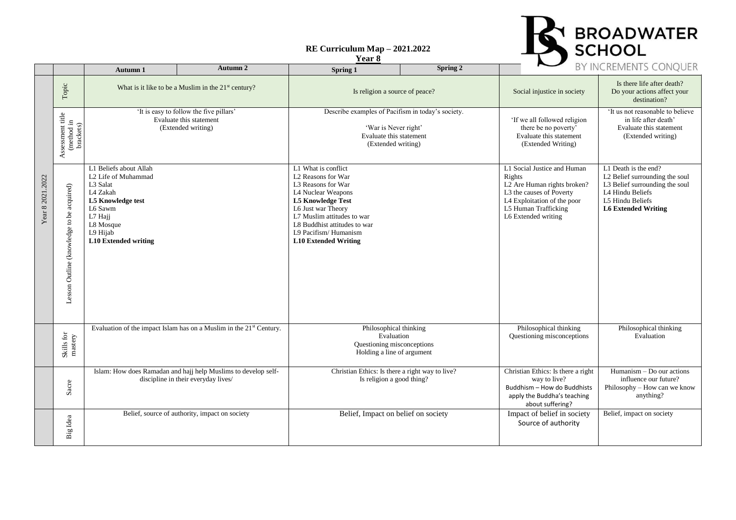# RE Curriculum Map – 2021.2022

## Year 8

BROADWATER SCHOOL
BY INCREMENTS CONQUER

| | | Autumn 1 | Autumn 2 | Spring 1 | Spring 2 | | |
|---|---|---|---|---|---|---|---|
| Year 8 2021.2022 | Topic | What is it like to be a Muslim in the 21st century? | | Is religion a source of peace? | | Social injustice in society | Is there life after death? Do your actions affect your destination? |
| | Assessment title (method in brackets) | 'It is easy to follow the five pillars' Evaluate this statement (Extended writing) | | Describe examples of Pacifism in today's society. 'War is Never right' Evaluate this statement (Extended writing) | | 'If we all followed religion there be no poverty' Evaluate this statement (Extended Writing) | 'It us not reasonable to believe in life after death' Evaluate this statement (Extended writing) |
| | Lesson Outline (knowledge to be acquired) | L1 Beliefs about Allah<br>L2 Life of Muhammad<br>L3 Salat<br>L4 Zakah<br>**L5 Knowledge test**<br>L6 Sawm<br>L7 Hajj<br>L8 Mosque<br>L9 Hijab<br>**L10 Extended writing** | | L1 What is conflict<br>L2 Reasons for War<br>L3 Reasons for War<br>L4 Nuclear Weapons<br>**L5 Knowledge Test**<br>L6 Just war Theory<br>L7 Muslim attitudes to war<br>L8 Buddhist attitudes to war<br>L9 Pacifism/ Humanism<br>**L10 Extended Writing** | | L1 Social Justice and Human Rights<br>L2 Are Human rights broken?<br>L3 the causes of Poverty<br>L4 Exploitation of the poor<br>L5 Human Trafficking<br>L6 Extended writing | L1 Death is the end?<br>L2 Belief surrounding the soul<br>L3 Belief surrounding the soul<br>L4 Hindu Beliefs<br>L5 Hindu Beliefs<br>**L6 Extended Writing** |
| | Skills for mastery | Evaluation of the impact Islam has on a Muslim in the 21st Century. | | Philosophical thinking<br>Evaluation<br>Questioning misconceptions<br>Holding a line of argument | | Philosophical thinking<br>Questioning misconceptions | Philosophical thinking<br>Evaluation |
| | Sacre | Islam: How does Ramadan and hajj help Muslims to develop self-discipline in their everyday lives/ | | Christian Ethics: Is there a right way to live?<br>Is religion a good thing? | | Christian Ethics: Is there a right way to live?<br>Buddhism – How do Buddhists apply the Buddha's teaching about suffering? | Humanism – Do our actions influence our future?<br>Philosophy – How can we know anything? |
| | Big Idea | Belief, source of authority, impact on society | | Belief, Impact on belief on society | | Impact of belief in society<br>Source of authority | Belief, impact on society |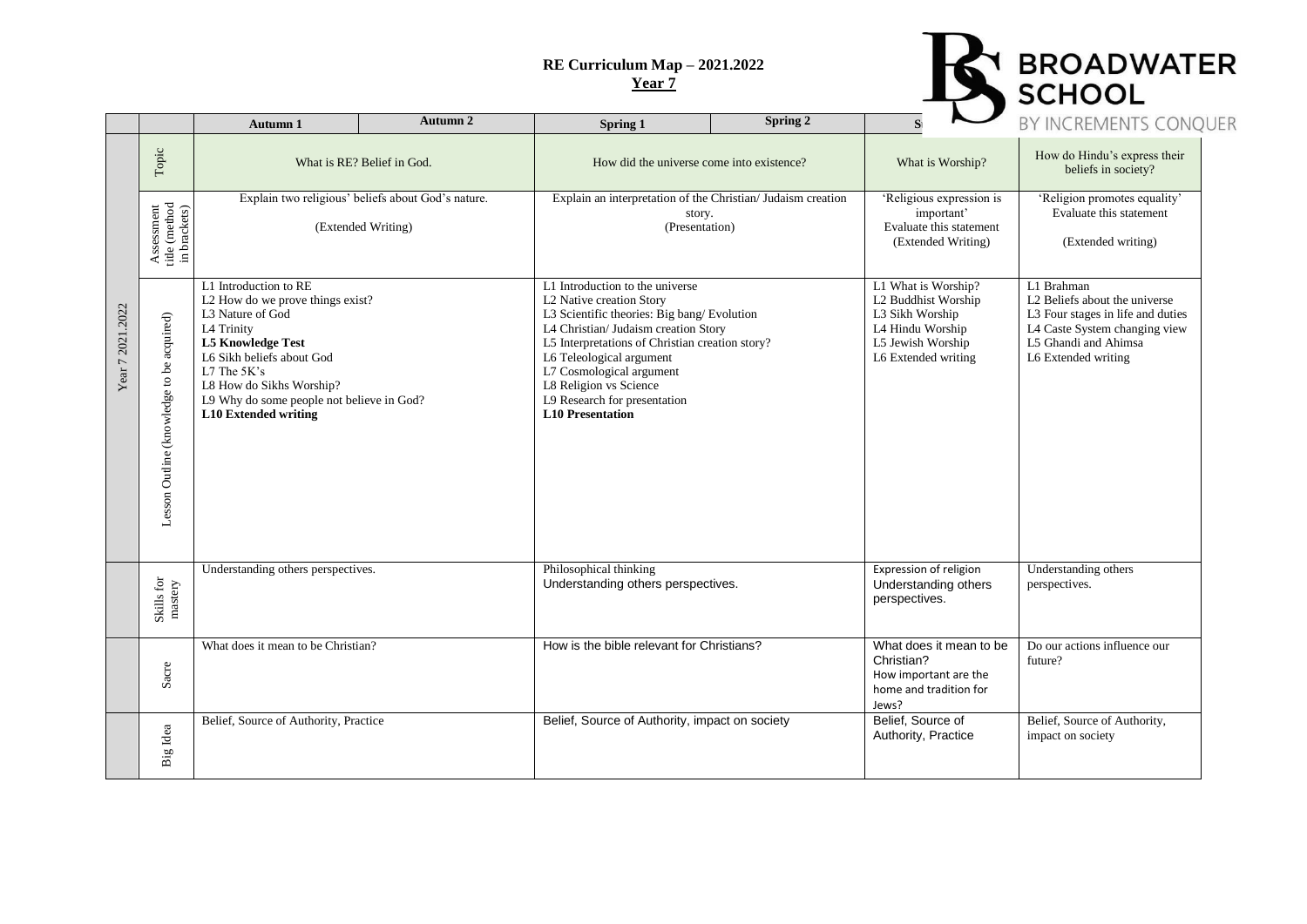# RE Curriculum Map – 2021.2022
## Year 7

BROADWATER SCHOOL
BY INCREMENTS CONQUER

| | | Autumn 1 | Autumn 2 | Spring 1 | Spring 2 | S | |
|---|---|---|---|---|---|---|---|
| Year 7 2021.2022 | Topic | What is RE? Belief in God. | | How did the universe come into existence? | | What is Worship? | How do Hindu's express their beliefs in society? |
| | Assessment title (method in brackets) | Explain two religious' beliefs about God's nature. (Extended Writing) | | Explain an interpretation of the Christian/ Judaism creation story. (Presentation) | | 'Religious expression is important' Evaluate this statement (Extended Writing) | 'Religion promotes equality' Evaluate this statement (Extended writing) |
| | Lesson Outline (knowledge to be acquired) | L1 Introduction to RE<br>L2 How do we prove things exist?<br>L3 Nature of God<br>L4 Trinity<br>**L5 Knowledge Test**<br>L6 Sikh beliefs about God<br>L7 The 5K's<br>L8 How do Sikhs Worship?<br>L9 Why do some people not believe in God?<br>**L10 Extended writing** | | L1 Introduction to the universe<br>L2 Native creation Story<br>L3 Scientific theories: Big bang/ Evolution<br>L4 Christian/ Judaism creation Story<br>L5 Interpretations of Christian creation story?<br>L6 Teleological argument<br>L7 Cosmological argument<br>L8 Religion vs Science<br>L9 Research for presentation<br>**L10 Presentation** | | L1 What is Worship?<br>L2 Buddhist Worship<br>L3 Sikh Worship<br>L4 Hindu Worship<br>L5 Jewish Worship<br>L6 Extended writing | L1 Brahman<br>L2 Beliefs about the universe<br>L3 Four stages in life and duties<br>L4 Caste System changing view<br>L5 Ghandi and Ahimsa<br>L6 Extended writing |
| | Skills for mastery | Understanding others perspectives. | | Philosophical thinking<br>Understanding others perspectives. | | Expression of religion<br>Understanding others perspectives. | Understanding others perspectives. |
| | Sacre | What does it mean to be Christian? | | How is the bible relevant for Christians? | | What does it mean to be Christian?<br>How important are the home and tradition for Jews? | Do our actions influence our future? |
| | Big Idea | Belief, Source of Authority, Practice | | Belief, Source of Authority, impact on society | | Belief, Source of Authority, Practice | Belief, Source of Authority, impact on society |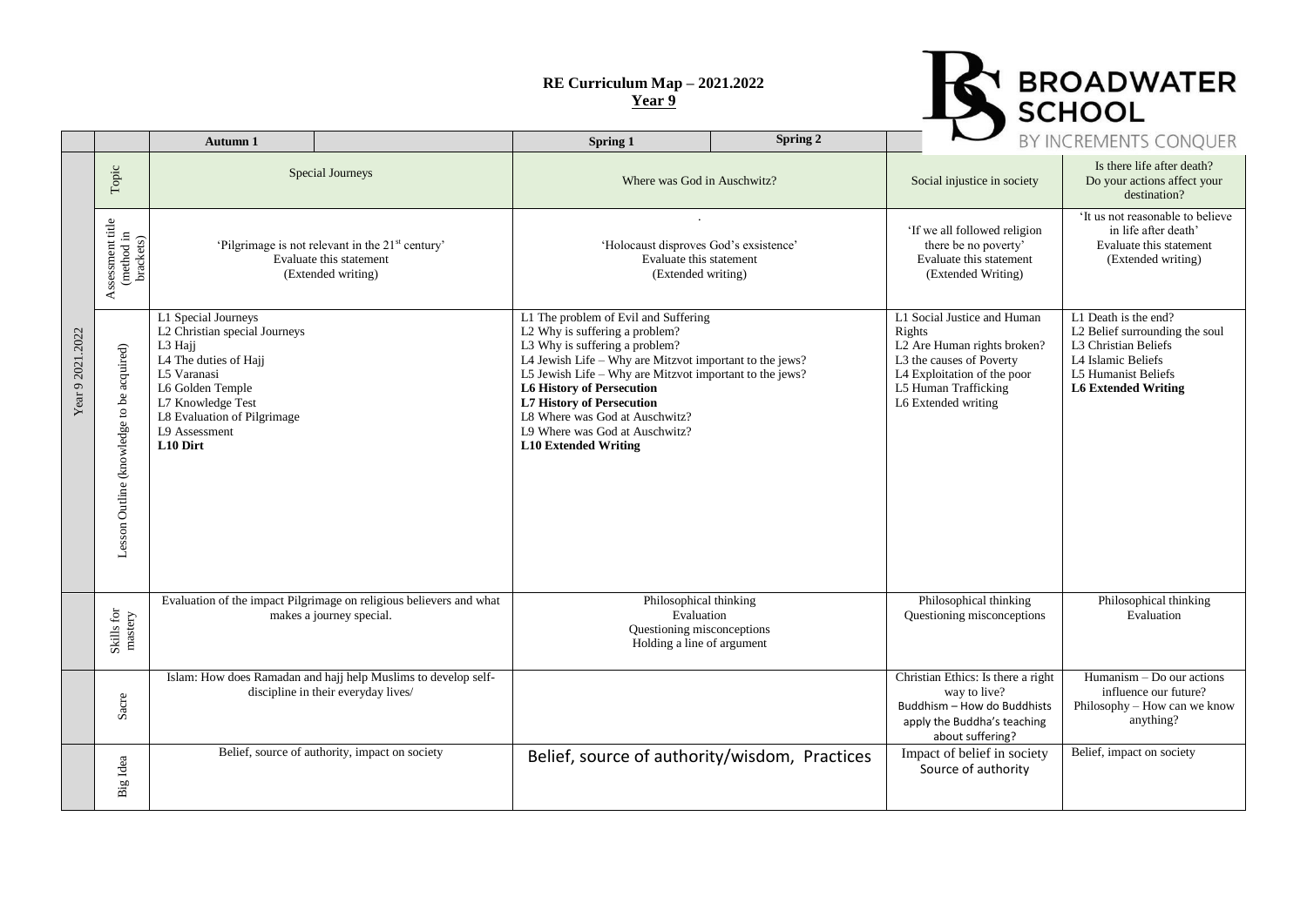# RE Curriculum Map – 2021.2022

## Year 9

BROADWATER SCHOOL
BY INCREMENTS CONQUER

| | | Autumn 1 | | Spring 1 | Spring 2 | | |
|---|---|---|---|---|---|---|---|
| Year 9 2021.2022 | Topic | Special Journeys | | Where was God in Auschwitz? | | Social injustice in society | Is there life after death? Do your actions affect your destination? |
| | Assessment title (method in brackets) | 'Pilgrimage is not relevant in the 21st century' Evaluate this statement (Extended writing) | | . 'Holocaust disproves God's exsistence' Evaluate this statement (Extended writing) | | 'If we all followed religion there be no poverty' Evaluate this statement (Extended Writing) | 'It us not reasonable to believe in life after death' Evaluate this statement (Extended writing) |
| | Lesson Outline (knowledge to be acquired) | L1 Special Journeys<br>L2 Christian special Journeys<br>L3 Hajj<br>L4 The duties of Hajj<br>L5 Varanasi<br>L6 Golden Temple<br>L7 Knowledge Test<br>L8 Evaluation of Pilgrimage<br>L9 Assessment<br>**L10 Dirt** | | L1 The problem of Evil and Suffering<br>L2 Why is suffering a problem?<br>L3 Why is suffering a problem?<br>L4 Jewish Life – Why are Mitzvot important to the jews?<br>L5 Jewish Life – Why are Mitzvot important to the jews?<br>**L6 History of Persecution**<br>**L7 History of Persecution**<br>L8 Where was God at Auschwitz?<br>L9 Where was God at Auschwitz?<br>**L10 Extended Writing** | | L1 Social Justice and Human Rights<br>L2 Are Human rights broken?<br>L3 the causes of Poverty<br>L4 Exploitation of the poor<br>L5 Human Trafficking<br>L6 Extended writing | L1 Death is the end?<br>L2 Belief surrounding the soul<br>L3 Christian Beliefs<br>L4 Islamic Beliefs<br>L5 Humanist Beliefs<br>**L6 Extended Writing** |
| | Skills for mastery | Evaluation of the impact Pilgrimage on religious believers and what makes a journey special. | | Philosophical thinking<br>Evaluation<br>Questioning misconceptions<br>Holding a line of argument | | Philosophical thinking<br>Questioning misconceptions | Philosophical thinking<br>Evaluation |
| | Sacre | Islam: How does Ramadan and hajj help Muslims to develop self-discipline in their everyday lives/ | | | | Christian Ethics: Is there a right way to live?<br>Buddhism – How do Buddhists apply the Buddha's teaching about suffering? | Humanism – Do our actions influence our future?<br>Philosophy – How can we know anything? |
| | Big Idea | Belief, source of authority, impact on society | | Belief, source of authority/wisdom, Practices | | Impact of belief in society<br>Source of authority | Belief, impact on society |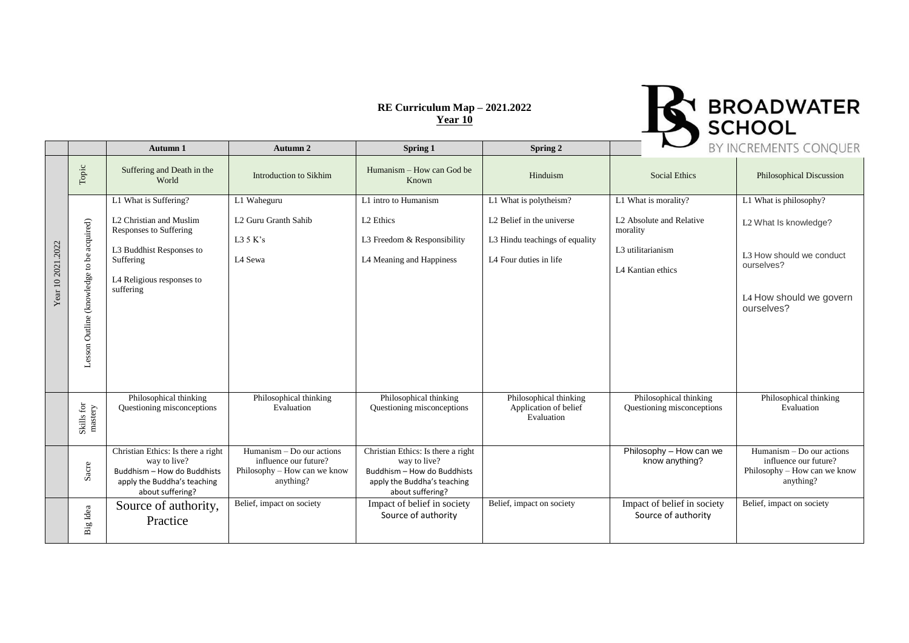**RE Curriculum Map – 2021.2022**
**Year 10**

BROADWATER SCHOOL
BY INCREMENTS CONQUER

| | | Autumn 1 | Autumn 2 | Spring 1 | Spring 2 | | |
|---|---|---|---|---|---|---|---|
| Year 10 2021.2022 | Topic | Suffering and Death in the World | Introduction to Sikhim | Humanism – How can God be Known | Hinduism | Social Ethics | Philosophical Discussion |
| | Lesson Outline (knowledge to be acquired) | L1 What is Suffering?<br><br>L2 Christian and Muslim Responses to Suffering<br><br>L3 Buddhist Responses to Suffering<br><br>L4 Religious responses to suffering | L1 Waheguru<br><br>L2 Guru Granth Sahib<br><br>L3 5 K's<br><br>L4 Sewa | L1 intro to Humanism<br><br>L2 Ethics<br><br>L3 Freedom & Responsibility<br><br>L4 Meaning and Happiness | L1 What is polytheism?<br><br>L2 Belief in the universe<br><br>L3 Hindu teachings of equality<br><br>L4 Four duties in life | L1 What is morality?<br><br>L2 Absolute and Relative morality<br><br>L3 utilitarianism<br><br>L4 Kantian ethics | L1 What is philosophy?<br><br>L2 What Is knowledge?<br><br>L3 How should we conduct ourselves?<br><br>L4 How should we govern ourselves? |
| | Skills for mastery | Philosophical thinking<br>Questioning misconceptions | Philosophical thinking<br>Evaluation | Philosophical thinking<br>Questioning misconceptions | Philosophical thinking<br>Application of belief<br>Evaluation | Philosophical thinking<br>Questioning misconceptions | Philosophical thinking<br>Evaluation |
| | Sacre | Christian Ethics: Is there a right way to live?<br>Buddhism – How do Buddhists apply the Buddha's teaching about suffering? | Humanism – Do our actions influence our future?<br>Philosophy – How can we know anything? | Christian Ethics: Is there a right way to live?<br>Buddhism – How do Buddhists apply the Buddha's teaching about suffering? | | Philosophy – How can we know anything? | Humanism – Do our actions influence our future?<br>Philosophy – How can we know anything? |
| | Big Idea | Source of authority, Practice | Belief, impact on society | Impact of belief in society<br>Source of authority | Belief, impact on society | Impact of belief in society<br>Source of authority | Belief, impact on society |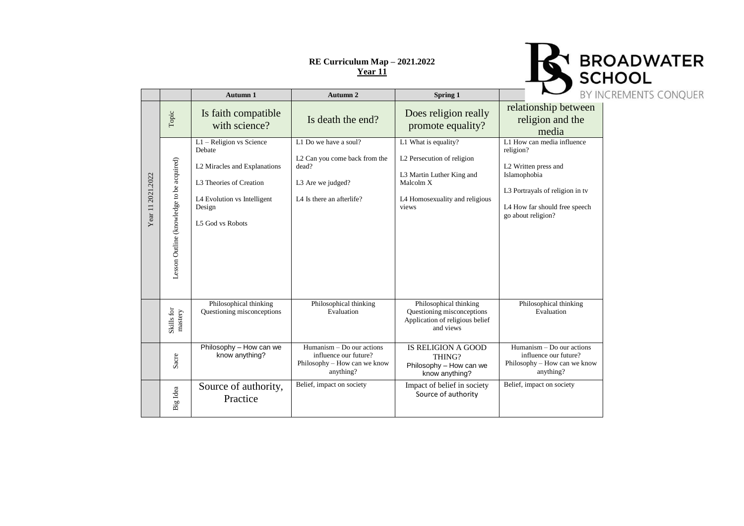**RE Curriculum Map – 2021.2022**
**Year 11**

BROADWATER SCHOOL
BY INCREMENTS CONQUER

| | | Autumn 1 | Autumn 2 | Spring 1 | |
|---|---|---|---|---|---|
| Year 11 2021.2022 | Topic | Is faith compatible with science? | Is death the end? | Does religion really promote equality? | relationship between religion and the media |
| | Lesson Outline (knowledge to be acquired) | L1 – Religion vs Science Debate<br><br>L2 Miracles and Explanations<br><br>L3 Theories of Creation<br><br>L4 Evolution vs Intelligent Design<br><br>L5 God vs Robots | L1 Do we have a soul?<br><br>L2 Can you come back from the dead?<br><br>L3 Are we judged?<br><br>L4 Is there an afterlife? | L1 What is equality?<br><br>L2 Persecution of religion<br><br>L3 Martin Luther King and Malcolm X<br><br>L4 Homosexuality and religious views | L1 How can media influence religion?<br><br>L2 Written press and Islamophobia<br><br>L3 Portrayals of religion in tv<br><br>L4 How far should free speech go about religion? |
| | Skills for mastery | Philosophical thinking<br>Questioning misconceptions | Philosophical thinking<br>Evaluation | Philosophical thinking<br>Questioning misconceptions<br>Application of religious belief and views | Philosophical thinking<br>Evaluation |
| | Sacre | Philosophy – How can we know anything? | Humanism – Do our actions influence our future?<br>Philosophy – How can we know anything? | IS RELIGION A GOOD THING?<br>Philosophy – How can we know anything? | Humanism – Do our actions influence our future?<br>Philosophy – How can we know anything? |
| | Big Idea | Source of authority, Practice | Belief, impact on society | Impact of belief in society<br>Source of authority | Belief, impact on society |